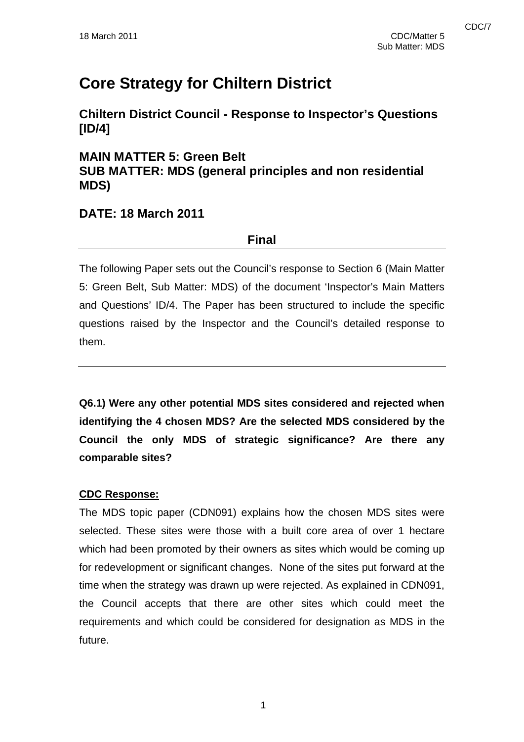# Core Strategy for Chiltern District

## Chiltern District Council - Response to Inspector's Questions [ID/4]

## MAIN MATTER 5: Green Belt
## SUB MATTER: MDS (general principles and non residential MDS)

## DATE: 18 March 2011

**Final**

The following Paper sets out the Council's response to Section 6 (Main Matter 5: Green Belt, Sub Matter: MDS) of the document 'Inspector's Main Matters and Questions' ID/4. The Paper has been structured to include the specific questions raised by the Inspector and the Council's detailed response to them.

---

**Q6.1) Were any other potential MDS sites considered and rejected when identifying the 4 chosen MDS? Are the selected MDS considered by the Council the only MDS of strategic significance? Are there any comparable sites?**

**CDC Response:**

The MDS topic paper (CDN091) explains how the chosen MDS sites were selected. These sites were those with a built core area of over 1 hectare which had been promoted by their owners as sites which would be coming up for redevelopment or significant changes. None of the sites put forward at the time when the strategy was drawn up were rejected. As explained in CDN091, the Council accepts that there are other sites which could meet the requirements and which could be considered for designation as MDS in the future.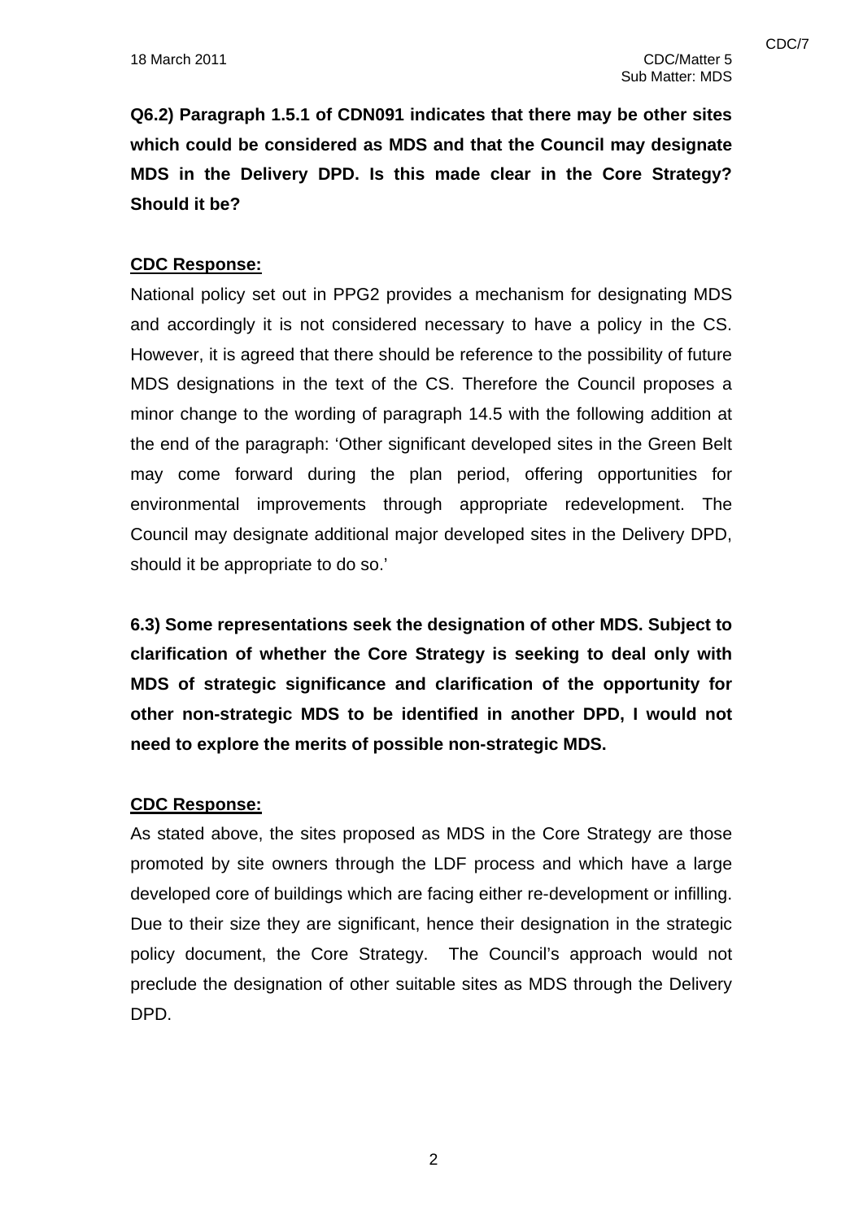**Q6.2) Paragraph 1.5.1 of CDN091 indicates that there may be other sites which could be considered as MDS and that the Council may designate MDS in the Delivery DPD. Is this made clear in the Core Strategy? Should it be?**

**CDC Response:**

National policy set out in PPG2 provides a mechanism for designating MDS and accordingly it is not considered necessary to have a policy in the CS. However, it is agreed that there should be reference to the possibility of future MDS designations in the text of the CS. Therefore the Council proposes a minor change to the wording of paragraph 14.5 with the following addition at the end of the paragraph: 'Other significant developed sites in the Green Belt may come forward during the plan period, offering opportunities for environmental improvements through appropriate redevelopment. The Council may designate additional major developed sites in the Delivery DPD, should it be appropriate to do so.'

**6.3) Some representations seek the designation of other MDS. Subject to clarification of whether the Core Strategy is seeking to deal only with MDS of strategic significance and clarification of the opportunity for other non-strategic MDS to be identified in another DPD, I would not need to explore the merits of possible non-strategic MDS.**

**CDC Response:**

As stated above, the sites proposed as MDS in the Core Strategy are those promoted by site owners through the LDF process and which have a large developed core of buildings which are facing either re-development or infilling. Due to their size they are significant, hence their designation in the strategic policy document, the Core Strategy. The Council's approach would not preclude the designation of other suitable sites as MDS through the Delivery DPD.